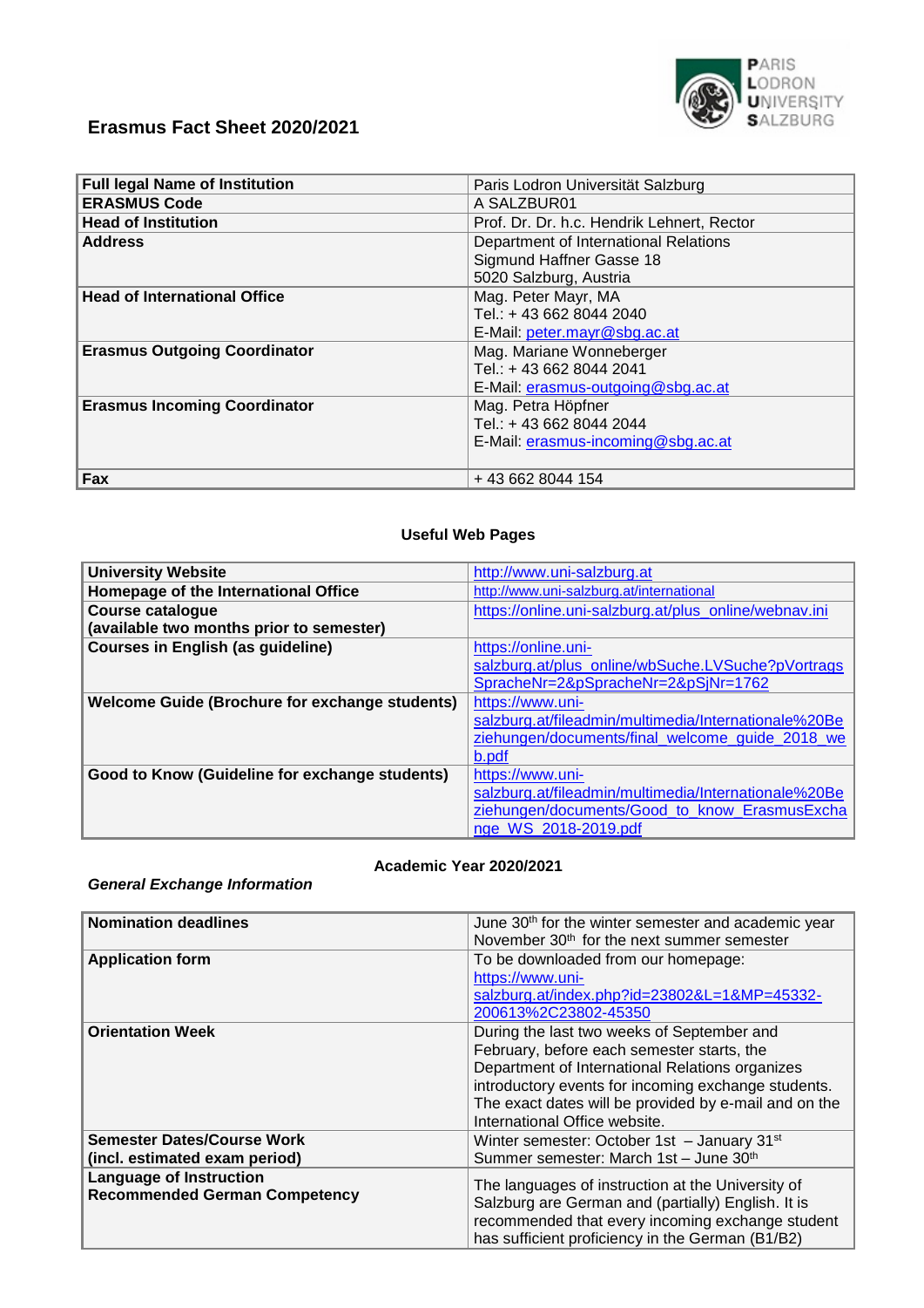# Erasmus Fact Sheet 2020/2021

| Full legal Name of Institution | Paris Lodron Universität Salzburg |
|---|---|
| **ERASMUS Code** | A SALZBUR01 |
| **Head of Institution** | Prof. Dr. Dr. h.c. Hendrik Lehnert, Rector |
| **Address** | Department of International Relations<br>Sigmund Haffner Gasse 18<br>5020 Salzburg, Austria |
| **Head of International Office** | Mag. Peter Mayr, MA<br>Tel.: + 43 662 8044 2040<br>E-Mail: peter.mayr@sbg.ac.at |
| **Erasmus Outgoing Coordinator** | Mag. Mariane Wonneberger<br>Tel.: + 43 662 8044 2041<br>E-Mail: erasmus-outgoing@sbg.ac.at |
| **Erasmus Incoming Coordinator** | Mag. Petra Höpfner<br>Tel.: + 43 662 8044 2044<br>E-Mail: erasmus-incoming@sbg.ac.at |
| **Fax** | + 43 662 8044 154 |

## Useful Web Pages

| University Website | http://www.uni-salzburg.at |
|---|---|
| **Homepage of the International Office** | http://www.uni-salzburg.at/international |
| **Course catalogue (available two months prior to semester)** | https://online.uni-salzburg.at/plus_online/webnav.ini |
| **Courses in English (as guideline)** | https://online.uni-salzburg.at/plus_online/wbSuche.LVSuche?pVortragsSpracheNr=2&pSpracheNr=2&pSjNr=1762 |
| **Welcome Guide (Brochure for exchange students)** | https://www.uni-salzburg.at/fileadmin/multimedia/Internationale%20Beziehungen/documents/final_welcome_guide_2018_web.pdf |
| **Good to Know (Guideline for exchange students)** | https://www.uni-salzburg.at/fileadmin/multimedia/Internationale%20Beziehungen/documents/Good_to_know_ErasmusExchange_WS_2018-2019.pdf |

## Academic Year 2020/2021

*General Exchange Information*

| Nomination deadlines | June 30th for the winter semester and academic year<br>November 30th for the next summer semester |
|---|---|
| **Application form** | To be downloaded from our homepage:<br>https://www.uni-salzburg.at/index.php?id=23802&L=1&MP=45332-200613%2C23802-45350 |
| **Orientation Week** | During the last two weeks of September and February, before each semester starts, the Department of International Relations organizes introductory events for incoming exchange students. The exact dates will be provided by e-mail and on the International Office website. |
| **Semester Dates/Course Work (incl. estimated exam period)** | Winter semester: October 1st – January 31st<br>Summer semester: March 1st – June 30th |
| **Language of Instruction**<br>**Recommended German Competency** | The languages of instruction at the University of Salzburg are German and (partially) English. It is recommended that every incoming exchange student has sufficient proficiency in the German (B1/B2) |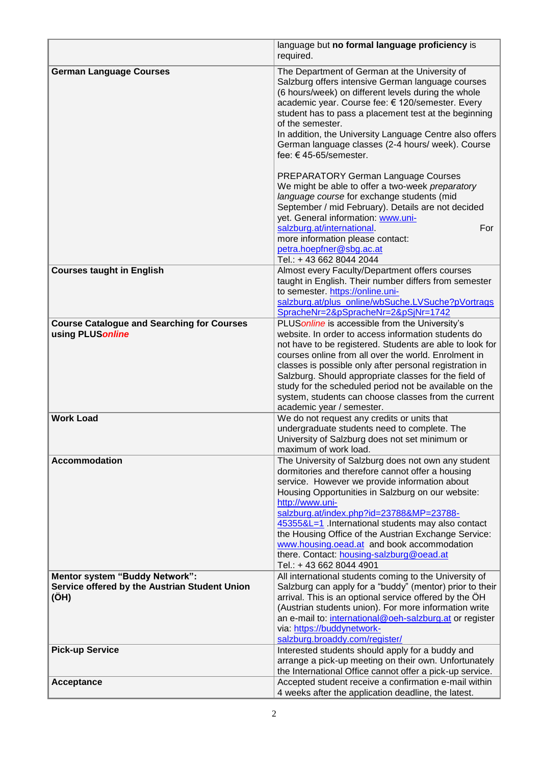| | |
|---|---|
| | language but **no formal language proficiency** is required. |
| **German Language Courses** | The Department of German at the University of Salzburg offers intensive German language courses (6 hours/week) on different levels during the whole academic year. Course fee: € 120/semester. Every student has to pass a placement test at the beginning of the semester.<br>In addition, the University Language Centre also offers German language classes (2-4 hours/ week). Course fee: € 45-65/semester.<br><br>PREPARATORY German Language Courses<br>We might be able to offer a two-week *preparatory language course* for exchange students (mid September / mid February). Details are not decided yet. General information: www.uni-salzburg.at/international. For more information please contact: petra.hoepfner@sbg.ac.at<br>Tel.: + 43 662 8044 2044 |
| **Courses taught in English** | Almost every Faculty/Department offers courses taught in English. Their number differs from semester to semester. https://online.uni-salzburg.at/plus_online/wbSuche.LVSuche?pVortragsSpracheNr=2&pSpracheNr=2&pSjNr=1742 |
| **Course Catalogue and Searching for Courses using PLUS*online*** | PLUS*online* is accessible from the University's website. In order to access information students do not have to be registered. Students are able to look for courses online from all over the world. Enrolment in classes is possible only after personal registration in Salzburg. Should appropriate classes for the field of study for the scheduled period not be available on the system, students can choose classes from the current academic year / semester. |
| **Work Load** | We do not request any credits or units that undergraduate students need to complete. The University of Salzburg does not set minimum or maximum of work load. |
| **Accommodation** | The University of Salzburg does not own any student dormitories and therefore cannot offer a housing service. However we provide information about Housing Opportunities in Salzburg on our website: http://www.uni-salzburg.at/index.php?id=23788&MP=23788-45355&L=1 .International students may also contact the Housing Office of the Austrian Exchange Service: www.housing.oead.at and book accommodation there. Contact: housing-salzburg@oead.at<br>Tel.: + 43 662 8044 4901 |
| **Mentor system "Buddy Network": Service offered by the Austrian Student Union (ÖH)** | All international students coming to the University of Salzburg can apply for a "buddy" (mentor) prior to their arrival. This is an optional service offered by the ÖH (Austrian students union). For more information write an e-mail to: international@oeh-salzburg.at or register via: https://buddynetwork-salzburg.broaddy.com/register/ |
| **Pick-up Service** | Interested students should apply for a buddy and arrange a pick-up meeting on their own. Unfortunately the International Office cannot offer a pick-up service. |
| **Acceptance** | Accepted student receive a confirmation e-mail within 4 weeks after the application deadline, the latest. |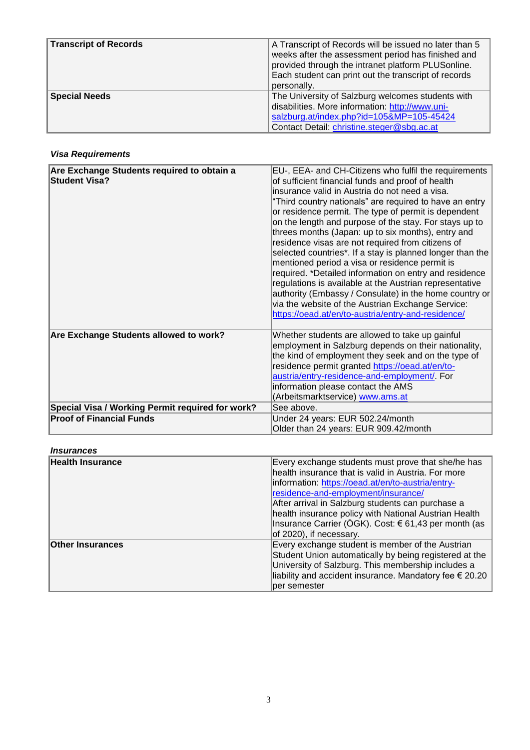| Transcript of Records | A Transcript of Records will be issued no later than 5 weeks after the assessment period has finished and provided through the intranet platform PLUSonline. Each student can print out the transcript of records personally. |
|---|---|
| **Special Needs** | The University of Salzburg welcomes students with disabilities. More information: http://www.uni-salzburg.at/index.php?id=105&MP=105-45424<br>Contact Detail: christine.steger@sbg.ac.at |

***Visa Requirements***

| Are Exchange Students required to obtain a Student Visa? | EU-, EEA- and CH-Citizens who fulfil the requirements of sufficient financial funds and proof of health insurance valid in Austria do not need a visa.<br>"Third country nationals" are required to have an entry or residence permit. The type of permit is dependent on the length and purpose of the stay. For stays up to threes months (Japan: up to six months), entry and residence visas are not required from citizens of selected countries*. If a stay is planned longer than the mentioned period a visa or residence permit is required. *Detailed information on entry and residence regulations is available at the Austrian representative authority (Embassy / Consulate) in the home country or via the website of the Austrian Exchange Service: https://oead.at/en/to-austria/entry-and-residence/ |
|---|---|
| **Are Exchange Students allowed to work?** | Whether students are allowed to take up gainful employment in Salzburg depends on their nationality, the kind of employment they seek and on the type of residence permit granted https://oead.at/en/to-austria/entry-residence-and-employment/. For information please contact the AMS (Arbeitsmarktservice) www.ams.at |
| **Special Visa / Working Permit required for work?** | See above. |
| **Proof of Financial Funds** | Under 24 years: EUR 502.24/month<br>Older than 24 years: EUR 909.42/month |

***Insurances***

| Health Insurance | Every exchange students must prove that she/he has health insurance that is valid in Austria. For more information: https://oead.at/en/to-austria/entry-residence-and-employment/insurance/<br>After arrival in Salzburg students can purchase a health insurance policy with National Austrian Health Insurance Carrier (ÖGK). Cost: € 61,43 per month (as of 2020), if necessary. |
|---|---|
| **Other Insurances** | Every exchange student is member of the Austrian Student Union automatically by being registered at the University of Salzburg. This membership includes a liability and accident insurance. Mandatory fee € 20.20 per semester |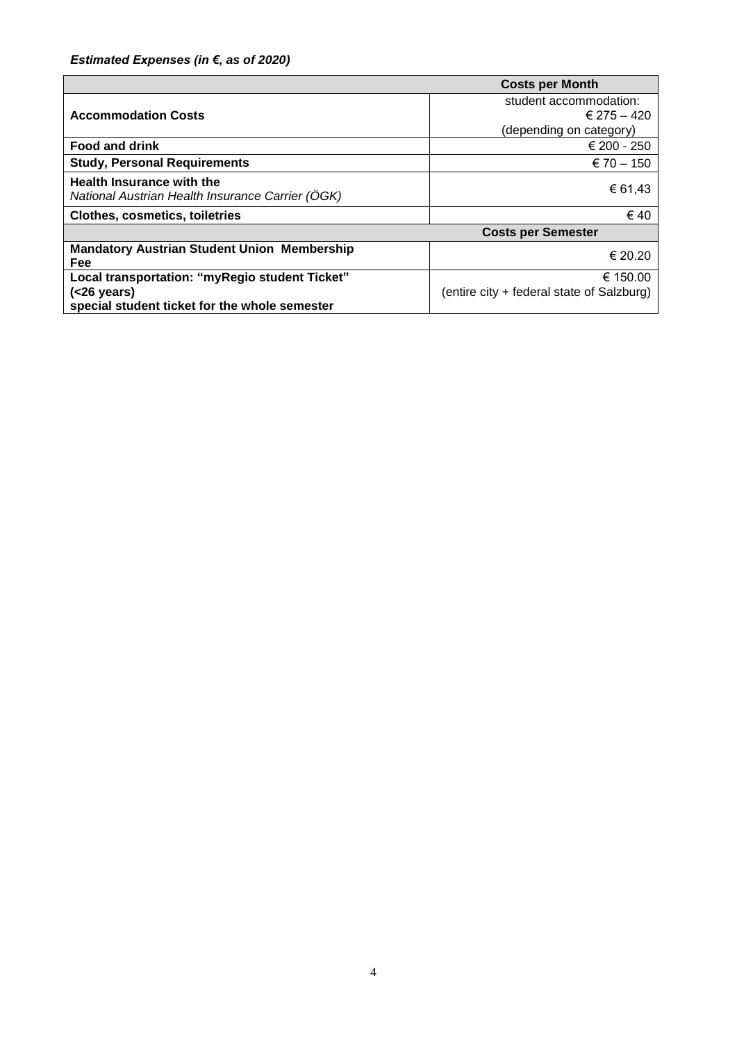***Estimated Expenses (in €, as of 2020)***

| | **Costs per Month** |
|---|---|
| **Accommodation Costs** | student accommodation: € 275 – 420 (depending on category) |
| **Food and drink** | € 200 - 250 |
| **Study, Personal Requirements** | € 70 – 150 |
| **Health Insurance with the** *National Austrian Health Insurance Carrier (ÖGK)* | € 61,43 |
| **Clothes, cosmetics, toiletries** | € 40 |
| | **Costs per Semester** |
| **Mandatory Austrian Student Union Membership Fee** | € 20.20 |
| **Local transportation: "myRegio student Ticket" (<26 years) special student ticket for the whole semester** | € 150.00 (entire city + federal state of Salzburg) |